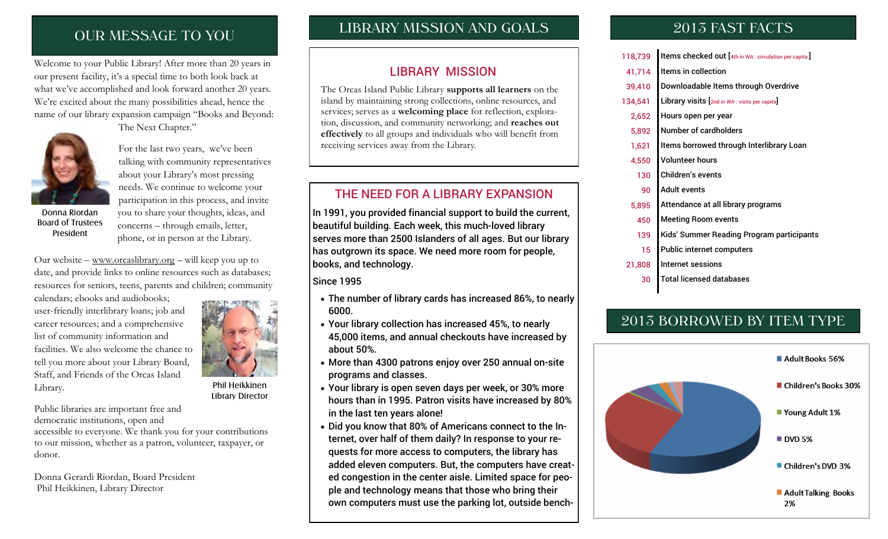## OUR MESSAGE TO YOU

Welcome to your Public Library! After more than 20 years in our present facility, it's a special time to both look back at what we've accomplished and look forward another 20 years. We're excited about the many possibilities ahead, hence the name of our library expansion campaign "Books and Beyond: The Next Chapter."

Donna Riordan
Board of Trustees
President

For the last two years, we've been talking with community representatives about your Library's most pressing needs. We continue to welcome your participation in this process, and invite you to share your thoughts, ideas, and concerns – through emails, letter, phone, or in person at the Library.

Our website – www.orcaslibrary.org – will keep you up to date, and provide links to online resources such as databases; resources for seniors, teens, parents and children; community calendars; ebooks and audiobooks; user-friendly interlibrary loans; job and career resources; and a comprehensive list of community information and facilities. We also welcome the chance to tell you more about your Library Board, Staff, and Friends of the Orcas Island Library.

Phil Heikkinen
Library Director

Public libraries are important free and democratic institutions, open and accessible to everyone. We thank you for your contributions to our mission, whether as a patron, volunteer, taxpayer, or donor.

Donna Gerardi Riordan, Board President
Phil Heikkinen, Library Director

## LIBRARY MISSION AND GOALS

### LIBRARY MISSION

The Orcas Island Public Library **supports all learners** on the island by maintaining strong collections, online resources, and services; serves as a **welcoming place** for reflection, exploration, discussion, and community networking; and **reaches out effectively** to all groups and individuals who will benefit from receiving services away from the Library.

### THE NEED FOR A LIBRARY EXPANSION

In 1991, you provided financial support to build the current, beautiful building. Each week, this much-loved library serves more than 2500 Islanders of all ages. But our library has outgrown its space. We need more room for people, books, and technology.

Since 1995

- The number of library cards has increased 86%, to nearly 6000.
- Your library collection has increased 45%, to nearly 45,000 items, and annual checkouts have increased by about 50%.
- More than 4300 patrons enjoy over 250 annual on-site programs and classes.
- Your library is open seven days per week, or 30% more hours than in 1995. Patron visits have increased by 80% in the last ten years alone!
- Did you know that 80% of Americans connect to the Internet, over half of them daily? In response to your requests for more access to computers, the library has added eleven computers. But, the computers have created congestion in the center aisle. Limited space for people and technology means that those who bring their own computers must use the parking lot, outside bench-

## 2013 FAST FACTS

| | |
|---|---|
| 118,739 | Items checked out [4th in WA : circulation per capita] |
| 41,714 | Items in collection |
| 39,410 | Downloadable Items through Overdrive |
| 134,541 | Library visits [2nd in WA : visits per capita] |
| 2,652 | Hours open per year |
| 5,892 | Number of cardholders |
| 1,621 | Items borrowed through Interlibrary Loan |
| 4,550 | Volunteer hours |
| 130 | Children's events |
| 90 | Adult events |
| 5,895 | Attendance at all library programs |
| 450 | Meeting Room events |
| 139 | Kids' Summer Reading Program participants |
| 15 | Public internet computers |
| 21,808 | Internet sessions |
| 30 | Total licensed databases |

## 2013 BORROWED BY ITEM TYPE

- Adult Books 56%
- Children's Books 30%
- Young Adult 1%
- DVD 5%
- Children's DVD 3%
- Adult Talking Books 2%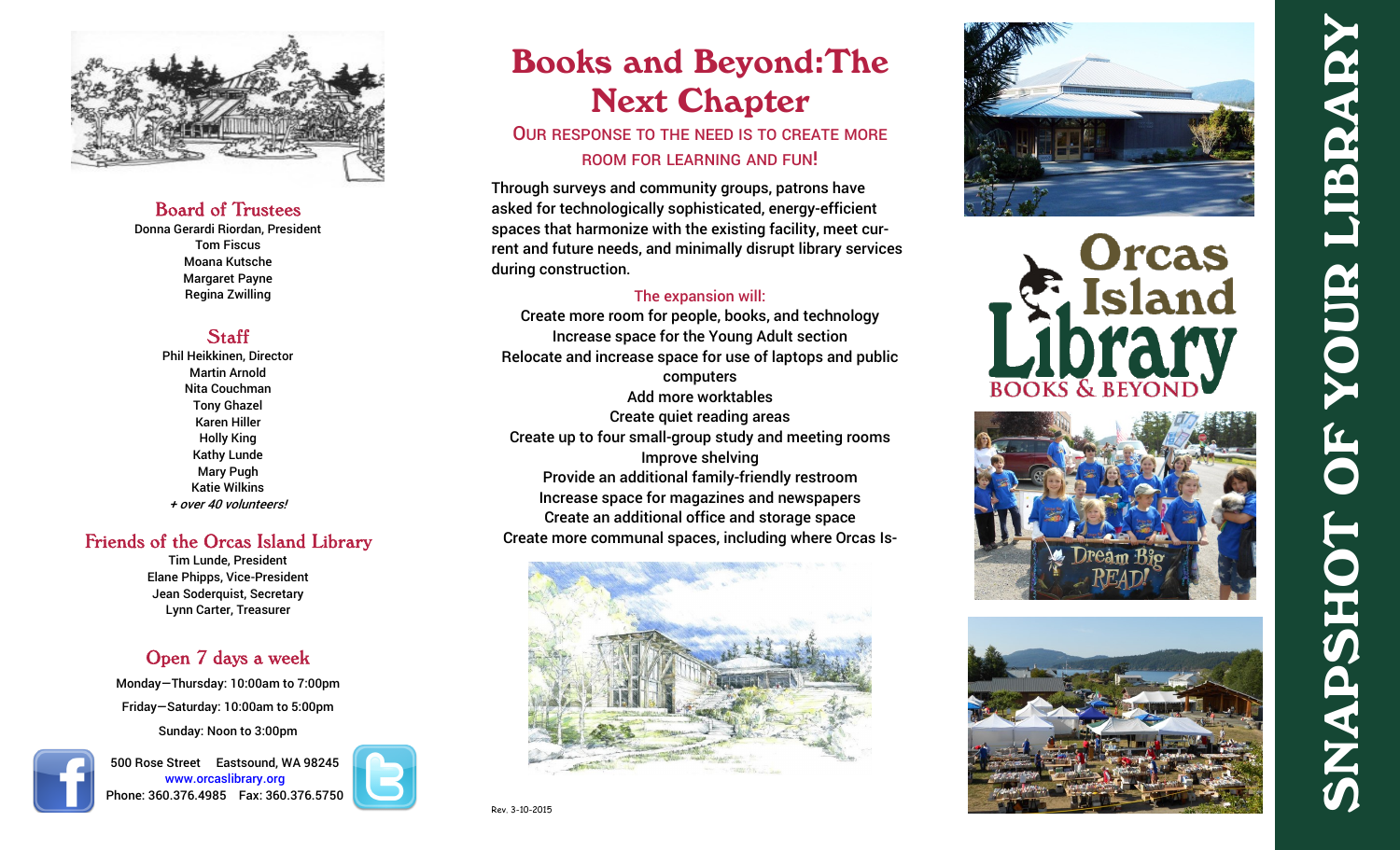## Board of Trustees

Donna Gerardi Riordan, President
Tom Fiscus
Moana Kutsche
Margaret Payne
Regina Zwilling

## Staff

Phil Heikkinen, Director
Martin Arnold
Nita Couchman
Tony Ghazel
Karen Hiller
Holly King
Kathy Lunde
Mary Pugh
Katie Wilkins
*+ over 40 volunteers!*

## Friends of the Orcas Island Library

Tim Lunde, President
Elane Phipps, Vice-President
Jean Soderquist, Secretary
Lynn Carter, Treasurer

## Open 7 days a week

Monday—Thursday: 10:00am to 7:00pm

Friday—Saturday: 10:00am to 5:00pm

Sunday: Noon to 3:00pm

500 Rose Street Eastsound, WA 98245
www.orcaslibrary.org
Phone: 360.376.4985 Fax: 360.376.5750

# Books and Beyond: The Next Chapter

### Our response to the need is to create more room for learning and fun!

Through surveys and community groups, patrons have asked for technologically sophisticated, energy-efficient spaces that harmonize with the existing facility, meet current and future needs, and minimally disrupt library services during construction.

**The expansion will:**

Create more room for people, books, and technology
Increase space for the Young Adult section
Relocate and increase space for use of laptops and public computers
Add more worktables
Create quiet reading areas
Create up to four small-group study and meeting rooms
Improve shelving
Provide an additional family-friendly restroom
Increase space for magazines and newspapers
Create an additional office and storage space
Create more communal spaces, including where Orcas Is-

Rev. 3-10-2015

Orcas Island Library
BOOKS & BEYOND

Dream Big READ!

# SNAPSHOT OF YOUR LIBRARY